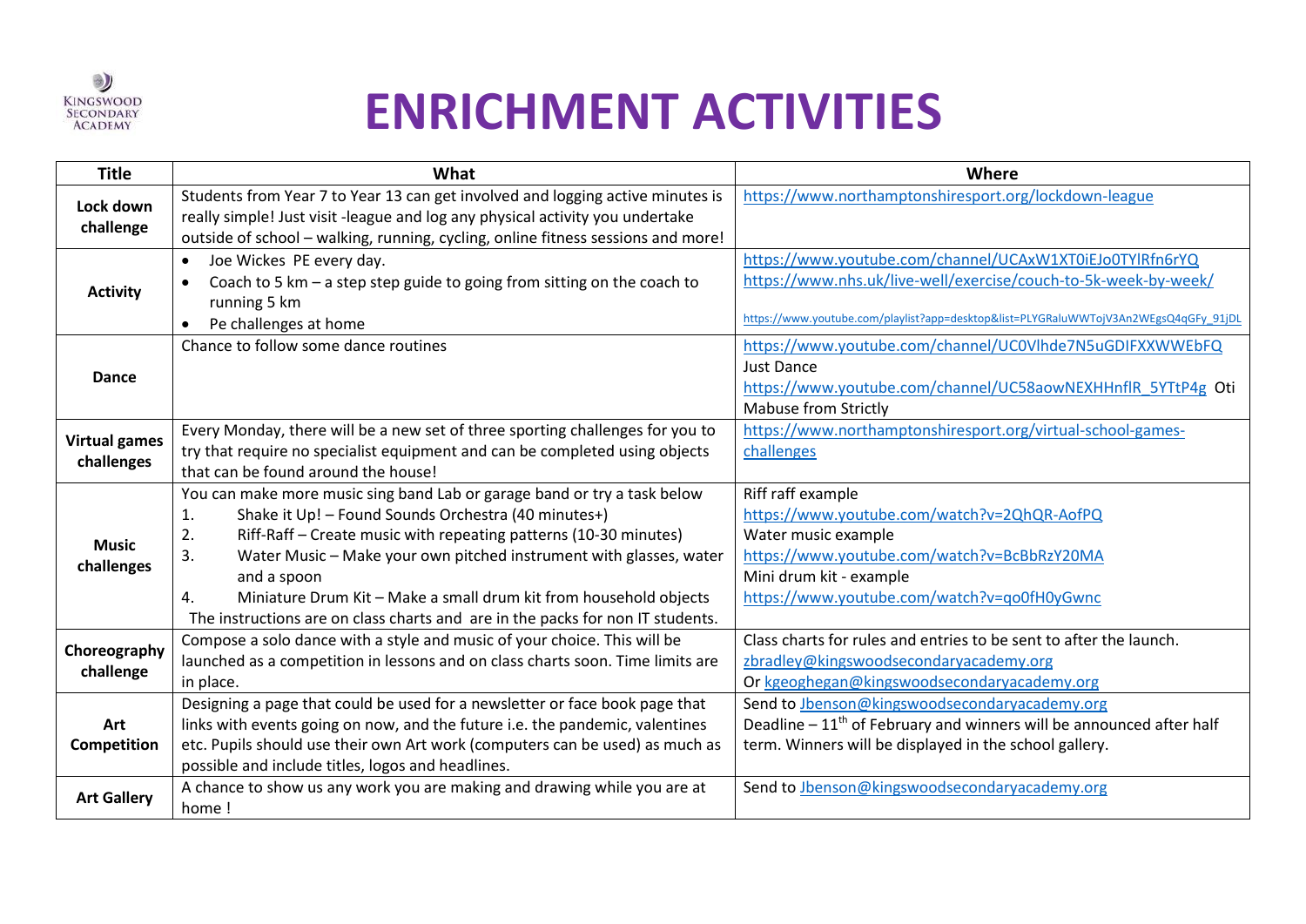# ENRICHMENT ACTIVITIES

| Title | What | Where |
|---|---|---|
| **Lock down challenge** | Students from Year 7 to Year 13 can get involved and logging active minutes is really simple! Just visit -league and log any physical activity you undertake outside of school – walking, running, cycling, online fitness sessions and more! | https://www.northamptonshiresport.org/lockdown-league |
| **Activity** | • Joe Wickes PE every day.<br>• Coach to 5 km – a step step guide to going from sitting on the coach to running 5 km<br>• Pe challenges at home | https://www.youtube.com/channel/UCAxW1XT0iEJo0TYlRfn6rYQ<br>https://www.nhs.uk/live-well/exercise/couch-to-5k-week-by-week/<br>https://www.youtube.com/playlist?app=desktop&list=PLYGRaluWWTojV3An2WEgsQ4qGFy_91jDL |
| **Dance** | Chance to follow some dance routines | https://www.youtube.com/channel/UC0Vlhde7N5uGDIFXXWWEbFQ Just Dance<br>https://www.youtube.com/channel/UC58aowNEXHHnflR_5YTtP4g Oti Mabuse from Strictly |
| **Virtual games challenges** | Every Monday, there will be a new set of three sporting challenges for you to try that require no specialist equipment and can be completed using objects that can be found around the house! | https://www.northamptonshiresport.org/virtual-school-games-challenges |
| **Music challenges** | You can make more music sing band Lab or garage band or try a task below<br>1. Shake it Up! – Found Sounds Orchestra (40 minutes+)<br>2. Riff-Raff – Create music with repeating patterns (10-30 minutes)<br>3. Water Music – Make your own pitched instrument with glasses, water and a spoon<br>4. Miniature Drum Kit – Make a small drum kit from household objects<br>The instructions are on class charts and are in the packs for non IT students. | Riff raff example<br>https://www.youtube.com/watch?v=2QhQR-AofPQ<br>Water music example<br>https://www.youtube.com/watch?v=BcBbRzY20MA<br>Mini drum kit - example<br>https://www.youtube.com/watch?v=qo0fH0yGwnc |
| **Choreography challenge** | Compose a solo dance with a style and music of your choice. This will be launched as a competition in lessons and on class charts soon. Time limits are in place. | Class charts for rules and entries to be sent to after the launch.<br>zbradley@kingswoodsecondaryacademy.org<br>Or kgeoghegan@kingswoodsecondaryacademy.org |
| **Art Competition** | Designing a page that could be used for a newsletter or face book page that links with events going on now, and the future i.e. the pandemic, valentines etc. Pupils should use their own Art work (computers can be used) as much as possible and include titles, logos and headlines. | Send to Jbenson@kingswoodsecondaryacademy.org<br>Deadline – 11th of February and winners will be announced after half term. Winners will be displayed in the school gallery. |
| **Art Gallery** | A chance to show us any work you are making and drawing while you are at home ! | Send to Jbenson@kingswoodsecondaryacademy.org |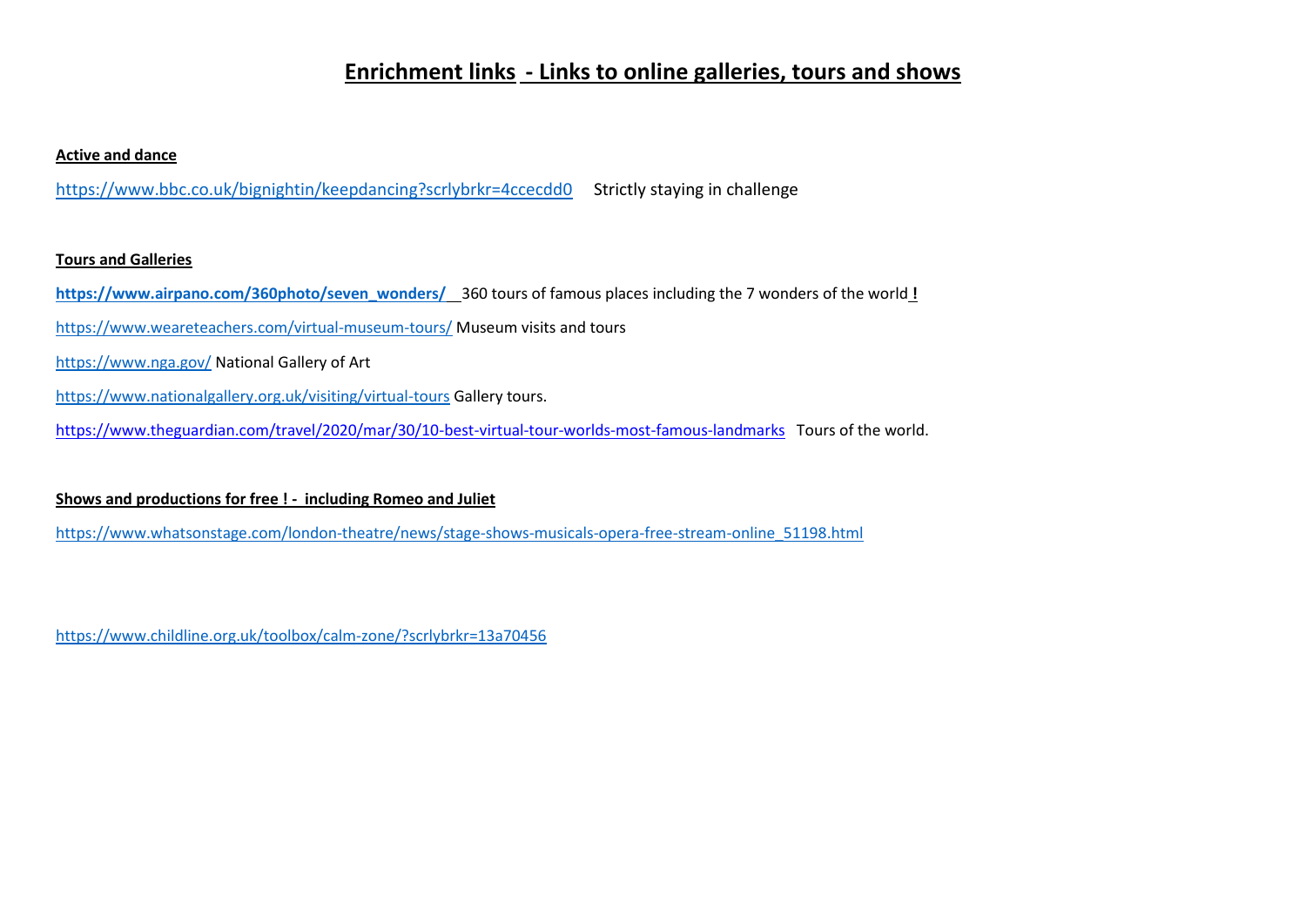# Enrichment links - Links to online galleries, tours and shows

**Active and dance**

https://www.bbc.co.uk/bignightin/keepdancing?scrlybrkr=4ccecdd0 Strictly staying in challenge

**Tours and Galleries**

**https://www.airpano.com/360photo/seven_wonders/** 360 tours of famous places including the 7 wonders of the world **!**

https://www.weareteachers.com/virtual-museum-tours/ Museum visits and tours

https://www.nga.gov/ National Gallery of Art

https://www.nationalgallery.org.uk/visiting/virtual-tours Gallery tours.

https://www.theguardian.com/travel/2020/mar/30/10-best-virtual-tour-worlds-most-famous-landmarks Tours of the world.

**Shows and productions for free ! - including Romeo and Juliet**

https://www.whatsonstage.com/london-theatre/news/stage-shows-musicals-opera-free-stream-online_51198.html

https://www.childline.org.uk/toolbox/calm-zone/?scrlybrkr=13a70456